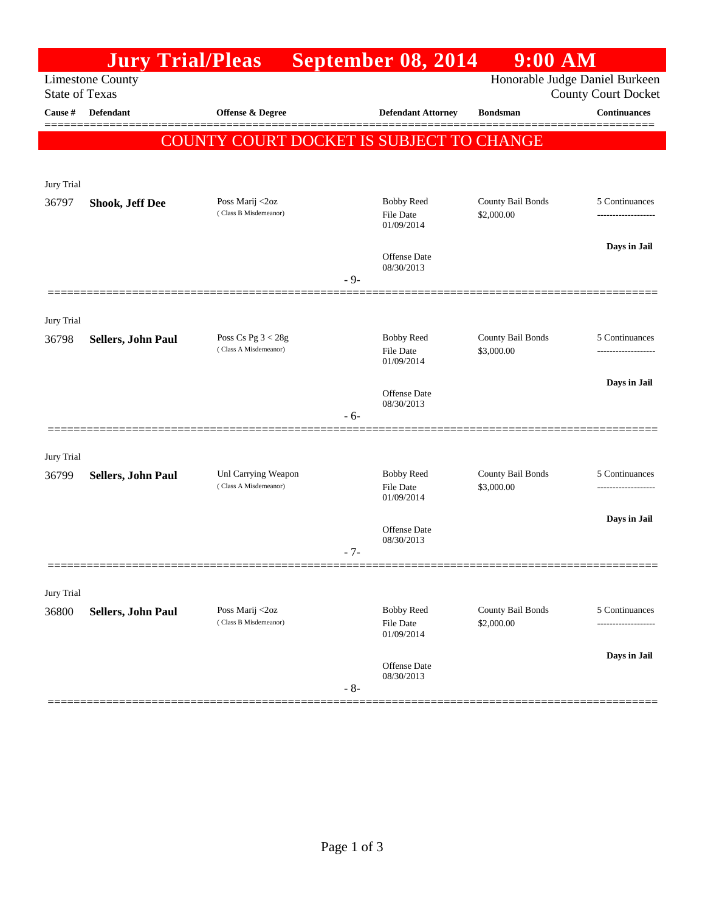# Jury Trial/Pleas September 08, 2014 9:00 AM

Limestone County
State of Texas

Honorable Judge Daniel Burkeen
County Court Docket

| Cause # | Defendant | Offense & Degree | Defendant Attorney | Bondsman | Continuances |
|---|---|---|---|---|---|

**COUNTY COURT DOCKET IS SUBJECT TO CHANGE**

Jury Trial

| Cause # | Defendant | Offense & Degree | Defendant Attorney | Bondsman | Continuances |
|---|---|---|---|---|---|
| 36797 | **Shook, Jeff Dee** | Poss Marij <2oz (Class B Misdemeanor) | Bobby Reed<br>File Date 01/09/2014<br>Offense Date 08/30/2013 | County Bail Bonds<br>$2,000.00 | 5 Continuances<br>**Days in Jail** |

- 9-

Jury Trial

| Cause # | Defendant | Offense & Degree | Defendant Attorney | Bondsman | Continuances |
|---|---|---|---|---|---|
| 36798 | **Sellers, John Paul** | Poss Cs Pg 3 < 28g (Class A Misdemeanor) | Bobby Reed<br>File Date 01/09/2014<br>Offense Date 08/30/2013 | County Bail Bonds<br>$3,000.00 | 5 Continuances<br>**Days in Jail** |

- 6-

Jury Trial

| Cause # | Defendant | Offense & Degree | Defendant Attorney | Bondsman | Continuances |
|---|---|---|---|---|---|
| 36799 | **Sellers, John Paul** | Unl Carrying Weapon (Class A Misdemeanor) | Bobby Reed<br>File Date 01/09/2014<br>Offense Date 08/30/2013 | County Bail Bonds<br>$3,000.00 | 5 Continuances<br>**Days in Jail** |

- 7-

Jury Trial

| Cause # | Defendant | Offense & Degree | Defendant Attorney | Bondsman | Continuances |
|---|---|---|---|---|---|
| 36800 | **Sellers, John Paul** | Poss Marij <2oz (Class B Misdemeanor) | Bobby Reed<br>File Date 01/09/2014<br>Offense Date 08/30/2013 | County Bail Bonds<br>$2,000.00 | 5 Continuances<br>**Days in Jail** |

- 8-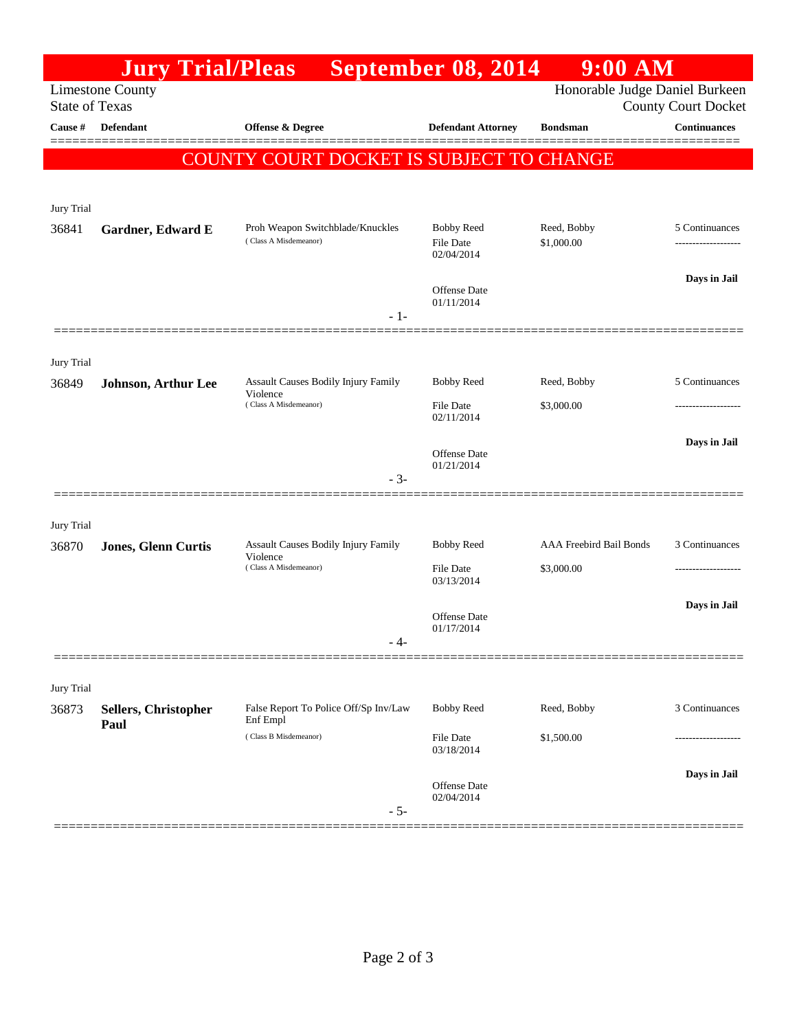# Jury Trial/Pleas September 08, 2014 9:00 AM

Limestone County
State of Texas

Honorable Judge Daniel Burkeen
County Court Docket

| Cause # | Defendant | Offense & Degree | Defendant Attorney | Bondsman | Continuances |
|---|---|---|---|---|---|

**COUNTY COURT DOCKET IS SUBJECT TO CHANGE**

Jury Trial

| Cause # | Defendant | Offense & Degree | Defendant Attorney | Bondsman | Continuances |
|---|---|---|---|---|---|
| 36841 | **Gardner, Edward E** | Proh Weapon Switchblade/Knuckles (Class A Misdemeanor) | Bobby Reed<br>File Date 02/04/2014<br>Offense Date 01/11/2014 | Reed, Bobby<br>$1,000.00 | 5 Continuances<br>-------------------<br>**Days in Jail** |

- 1-

Jury Trial

| Cause # | Defendant | Offense & Degree | Defendant Attorney | Bondsman | Continuances |
|---|---|---|---|---|---|
| 36849 | **Johnson, Arthur Lee** | Assault Causes Bodily Injury Family Violence (Class A Misdemeanor) | Bobby Reed<br>File Date 02/11/2014<br>Offense Date 01/21/2014 | Reed, Bobby<br>$3,000.00 | 5 Continuances<br>-------------------<br>**Days in Jail** |

- 3-

Jury Trial

| Cause # | Defendant | Offense & Degree | Defendant Attorney | Bondsman | Continuances |
|---|---|---|---|---|---|
| 36870 | **Jones, Glenn Curtis** | Assault Causes Bodily Injury Family Violence (Class A Misdemeanor) | Bobby Reed<br>File Date 03/13/2014<br>Offense Date 01/17/2014 | AAA Freebird Bail Bonds<br>$3,000.00 | 3 Continuances<br>-------------------<br>**Days in Jail** |

- 4-

Jury Trial

| Cause # | Defendant | Offense & Degree | Defendant Attorney | Bondsman | Continuances |
|---|---|---|---|---|---|
| 36873 | **Sellers, Christopher Paul** | False Report To Police Off/Sp Inv/Law Enf Empl (Class B Misdemeanor) | Bobby Reed<br>File Date 03/18/2014<br>Offense Date 02/04/2014 | Reed, Bobby<br>$1,500.00 | 3 Continuances<br>-------------------<br>**Days in Jail** |

- 5-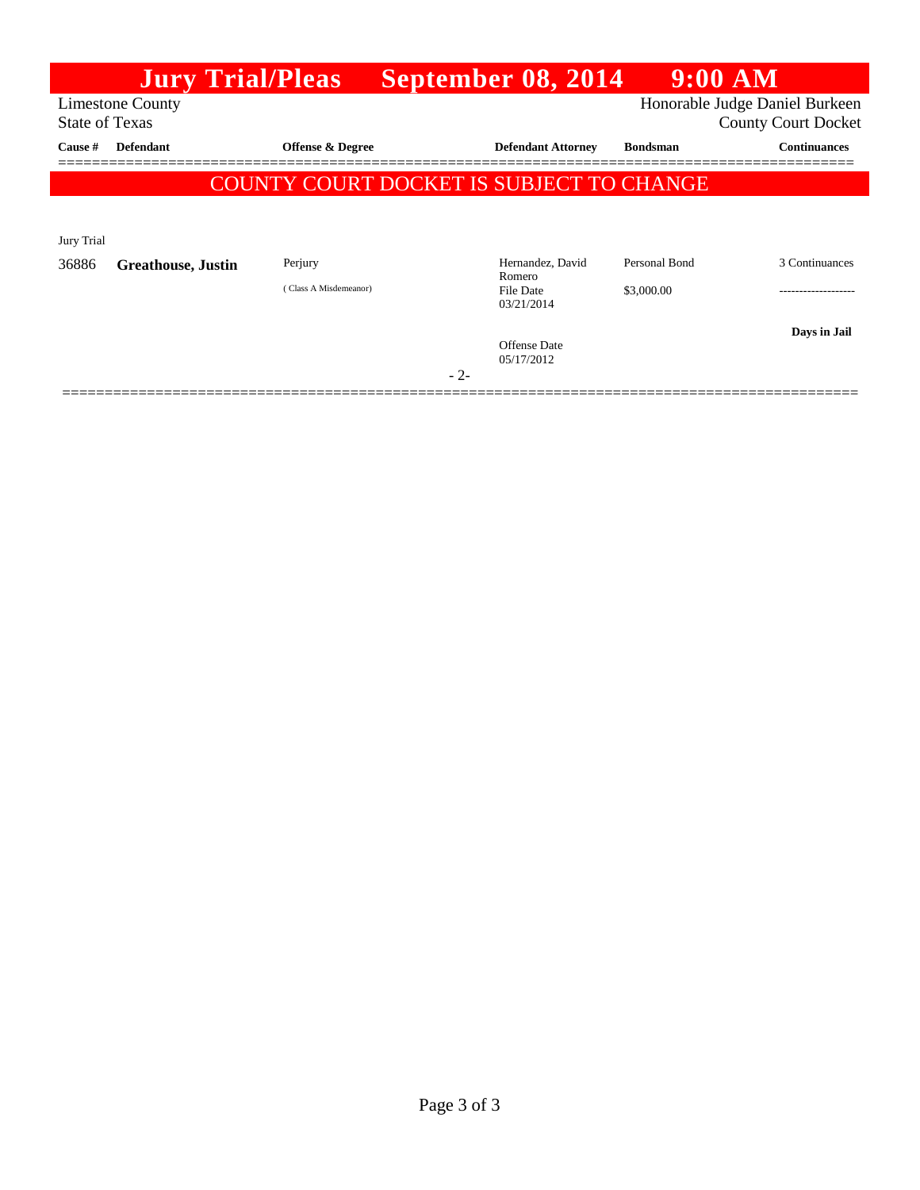# Jury Trial/Pleas September 08, 2014 9:00 AM

Limestone County
State of Texas

Honorable Judge Daniel Burkeen
County Court Docket

| Cause # | Defendant | Offense & Degree | Defendant Attorney | Bondsman | Continuances |
|---|---|---|---|---|---|

## COUNTY COURT DOCKET IS SUBJECT TO CHANGE

Jury Trial

| Cause # | Defendant | Offense & Degree | Defendant Attorney | Bondsman | Continuances |
|---|---|---|---|---|---|
| 36886 | **Greathouse, Justin** | Perjury ( Class A Misdemeanor) | Hernandez, David Romero<br>File Date 03/21/2014<br>Offense Date 05/17/2012 | Personal Bond<br>$3,000.00 | 3 Continuances<br>-------------------<br>**Days in Jail** |

- 2-